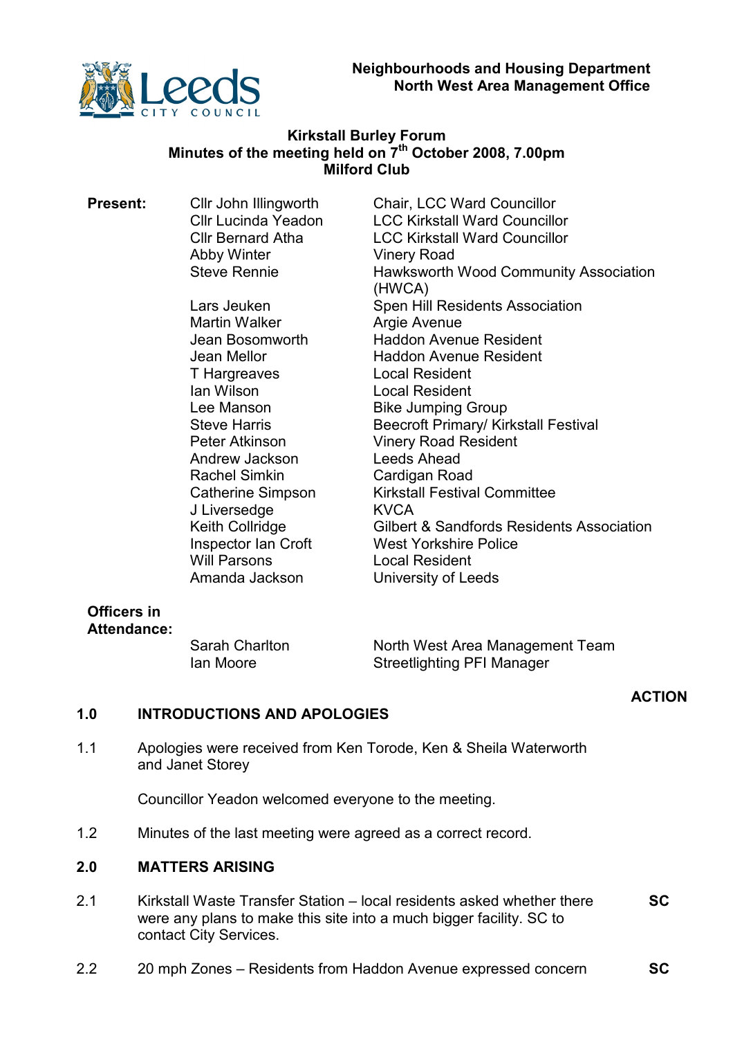**Neighbourhoods and Housing Department**
**North West Area Management Office**

**Kirkstall Burley Forum**
**Minutes of the meeting held on 7th October 2008, 7.00pm**
**Milford Club**

**Present:**

| | |
|---|---|
| Cllr John Illingworth | Chair, LCC Ward Councillor |
| Cllr Lucinda Yeadon | LCC Kirkstall Ward Councillor |
| Cllr Bernard Atha | LCC Kirkstall Ward Councillor |
| Abby Winter | Vinery Road |
| Steve Rennie | Hawksworth Wood Community Association (HWCA) |
| Lars Jeuken | Spen Hill Residents Association |
| Martin Walker | Argie Avenue |
| Jean Bosomworth | Haddon Avenue Resident |
| Jean Mellor | Haddon Avenue Resident |
| T Hargreaves | Local Resident |
| Ian Wilson | Local Resident |
| Lee Manson | Bike Jumping Group |
| Steve Harris | Beecroft Primary/ Kirkstall Festival |
| Peter Atkinson | Vinery Road Resident |
| Andrew Jackson | Leeds Ahead |
| Rachel Simkin | Cardigan Road |
| Catherine Simpson | Kirkstall Festival Committee |
| J Liversedge | KVCA |
| Keith Collridge | Gilbert & Sandfords Residents Association |
| Inspector Ian Croft | West Yorkshire Police |
| Will Parsons | Local Resident |
| Amanda Jackson | University of Leeds |

**Officers in Attendance:**

| | |
|---|---|
| Sarah Charlton | North West Area Management Team |
| Ian Moore | Streetlighting PFI Manager |

**ACTION**

## 1.0 INTRODUCTIONS AND APOLOGIES

1.1 Apologies were received from Ken Torode, Ken & Sheila Waterworth and Janet Storey

Councillor Yeadon welcomed everyone to the meeting.

1.2 Minutes of the last meeting were agreed as a correct record.

## 2.0 MATTERS ARISING

2.1 Kirkstall Waste Transfer Station – local residents asked whether there were any plans to make this site into a much bigger facility. SC to contact City Services. **SC**

2.2 20 mph Zones – Residents from Haddon Avenue expressed concern **SC**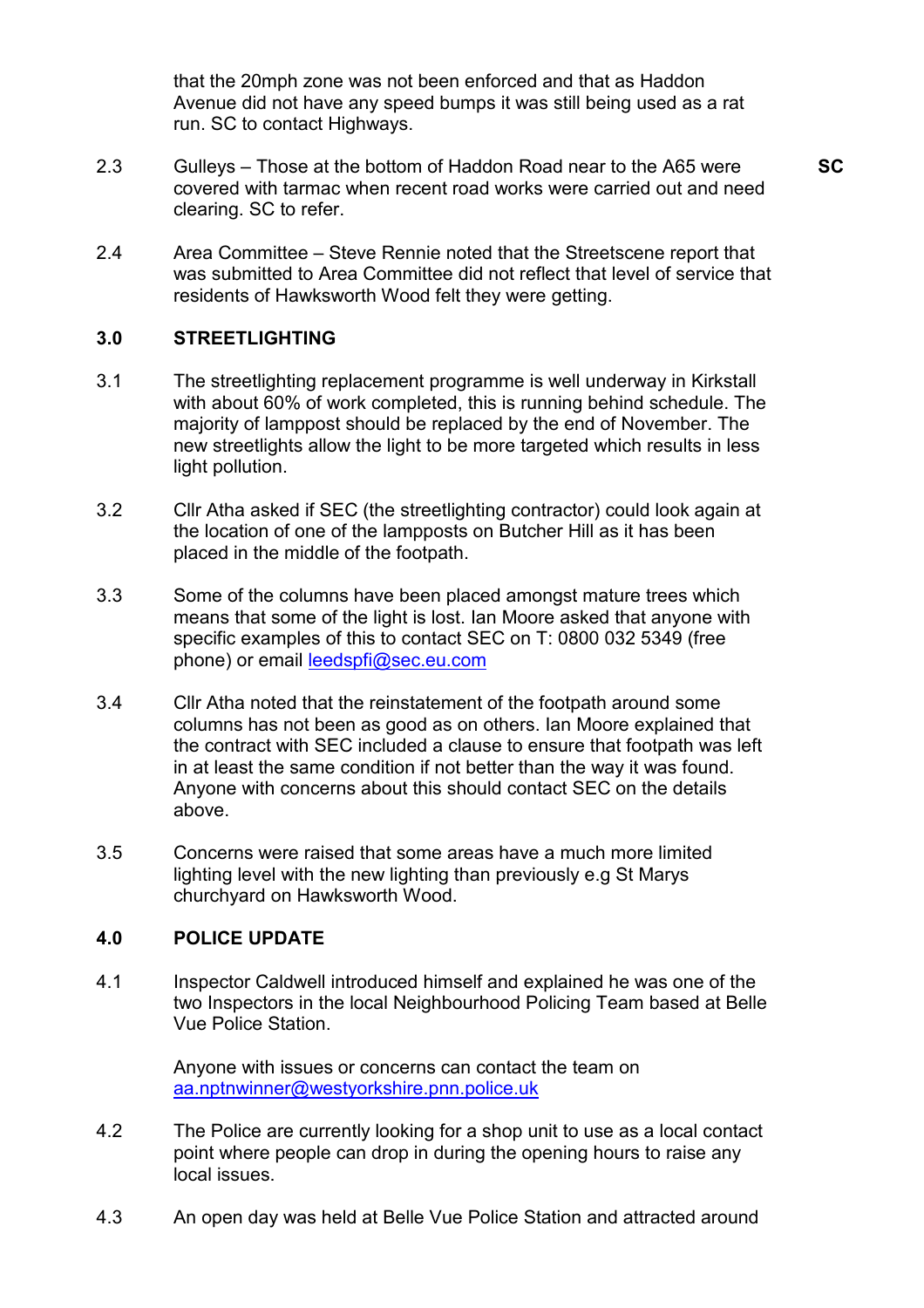that the 20mph zone was not been enforced and that as Haddon Avenue did not have any speed bumps it was still being used as a rat run. SC to contact Highways.

2.3 Gulleys – Those at the bottom of Haddon Road near to the A65 were covered with tarmac when recent road works were carried out and need clearing. SC to refer. **SC**

2.4 Area Committee – Steve Rennie noted that the Streetscene report that was submitted to Area Committee did not reflect that level of service that residents of Hawksworth Wood felt they were getting.

## 3.0 STREETLIGHTING

3.1 The streetlighting replacement programme is well underway in Kirkstall with about 60% of work completed, this is running behind schedule. The majority of lamppost should be replaced by the end of November. The new streetlights allow the light to be more targeted which results in less light pollution.

3.2 Cllr Atha asked if SEC (the streetlighting contractor) could look again at the location of one of the lampposts on Butcher Hill as it has been placed in the middle of the footpath.

3.3 Some of the columns have been placed amongst mature trees which means that some of the light is lost. Ian Moore asked that anyone with specific examples of this to contact SEC on T: 0800 032 5349 (free phone) or email leedspfi@sec.eu.com

3.4 Cllr Atha noted that the reinstatement of the footpath around some columns has not been as good as on others. Ian Moore explained that the contract with SEC included a clause to ensure that footpath was left in at least the same condition if not better than the way it was found. Anyone with concerns about this should contact SEC on the details above.

3.5 Concerns were raised that some areas have a much more limited lighting level with the new lighting than previously e.g St Marys churchyard on Hawksworth Wood.

## 4.0 POLICE UPDATE

4.1 Inspector Caldwell introduced himself and explained he was one of the two Inspectors in the local Neighbourhood Policing Team based at Belle Vue Police Station.

Anyone with issues or concerns can contact the team on aa.nptnwinner@westyorkshire.pnn.police.uk

4.2 The Police are currently looking for a shop unit to use as a local contact point where people can drop in during the opening hours to raise any local issues.

4.3 An open day was held at Belle Vue Police Station and attracted around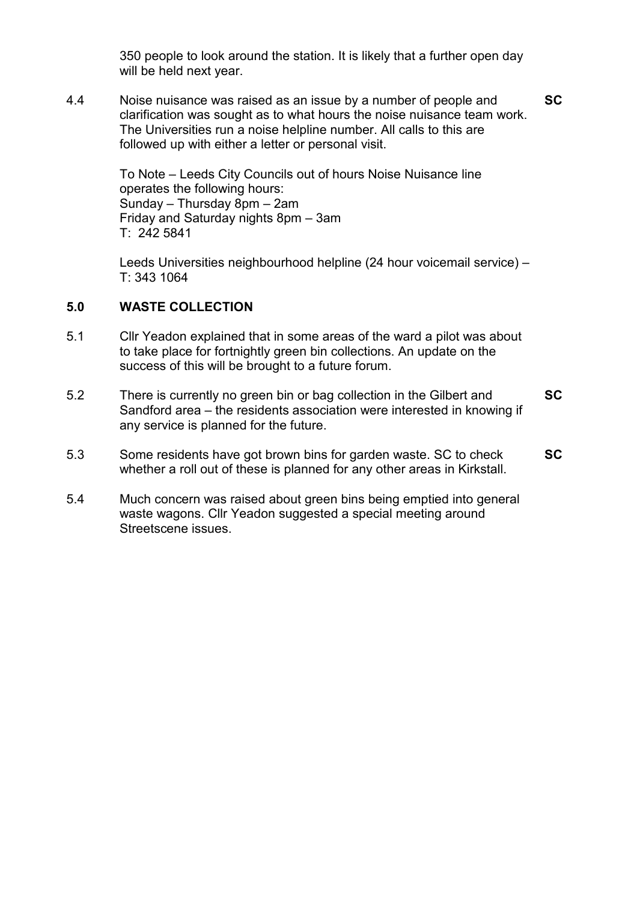350 people to look around the station. It is likely that a further open day will be held next year.

4.4 Noise nuisance was raised as an issue by a number of people and clarification was sought as to what hours the noise nuisance team work. The Universities run a noise helpline number. All calls to this are followed up with either a letter or personal visit. **SC**

To Note – Leeds City Councils out of hours Noise Nuisance line operates the following hours:
Sunday – Thursday 8pm – 2am
Friday and Saturday nights 8pm – 3am
T: 242 5841

Leeds Universities neighbourhood helpline (24 hour voicemail service) – T: 343 1064

## 5.0 WASTE COLLECTION

5.1 Cllr Yeadon explained that in some areas of the ward a pilot was about to take place for fortnightly green bin collections. An update on the success of this will be brought to a future forum.

5.2 There is currently no green bin or bag collection in the Gilbert and Sandford area – the residents association were interested in knowing if any service is planned for the future. **SC**

5.3 Some residents have got brown bins for garden waste. SC to check whether a roll out of these is planned for any other areas in Kirkstall. **SC**

5.4 Much concern was raised about green bins being emptied into general waste wagons. Cllr Yeadon suggested a special meeting around Streetscene issues.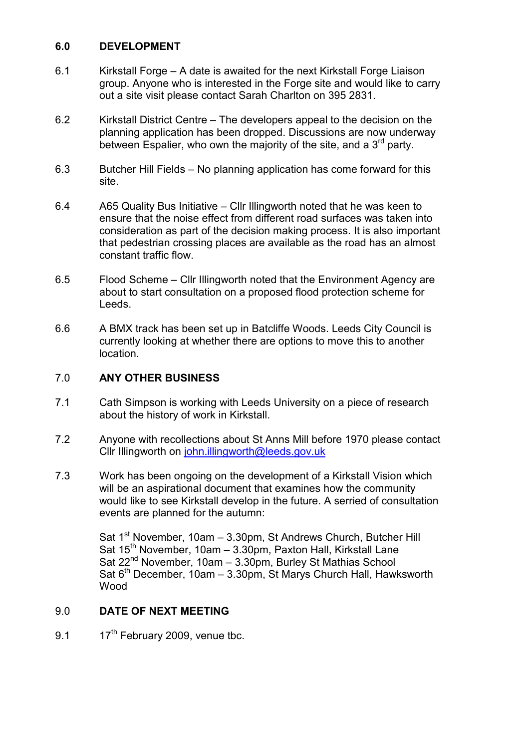## 6.0 DEVELOPMENT

6.1 Kirkstall Forge – A date is awaited for the next Kirkstall Forge Liaison group. Anyone who is interested in the Forge site and would like to carry out a site visit please contact Sarah Charlton on 395 2831.

6.2 Kirkstall District Centre – The developers appeal to the decision on the planning application has been dropped. Discussions are now underway between Espalier, who own the majority of the site, and a 3rd party.

6.3 Butcher Hill Fields – No planning application has come forward for this site.

6.4 A65 Quality Bus Initiative – Cllr Illingworth noted that he was keen to ensure that the noise effect from different road surfaces was taken into consideration as part of the decision making process. It is also important that pedestrian crossing places are available as the road has an almost constant traffic flow.

6.5 Flood Scheme – Cllr Illingworth noted that the Environment Agency are about to start consultation on a proposed flood protection scheme for Leeds.

6.6 A BMX track has been set up in Batcliffe Woods. Leeds City Council is currently looking at whether there are options to move this to another location.

## 7.0 ANY OTHER BUSINESS

7.1 Cath Simpson is working with Leeds University on a piece of research about the history of work in Kirkstall.

7.2 Anyone with recollections about St Anns Mill before 1970 please contact Cllr Illingworth on john.illingworth@leeds.gov.uk

7.3 Work has been ongoing on the development of a Kirkstall Vision which will be an aspirational document that examines how the community would like to see Kirkstall develop in the future. A serried of consultation events are planned for the autumn:

Sat 1st November, 10am – 3.30pm, St Andrews Church, Butcher Hill
Sat 15th November, 10am – 3.30pm, Paxton Hall, Kirkstall Lane
Sat 22nd November, 10am – 3.30pm, Burley St Mathias School
Sat 6th December, 10am – 3.30pm, St Marys Church Hall, Hawksworth Wood

## 9.0 DATE OF NEXT MEETING

9.1 17th February 2009, venue tbc.